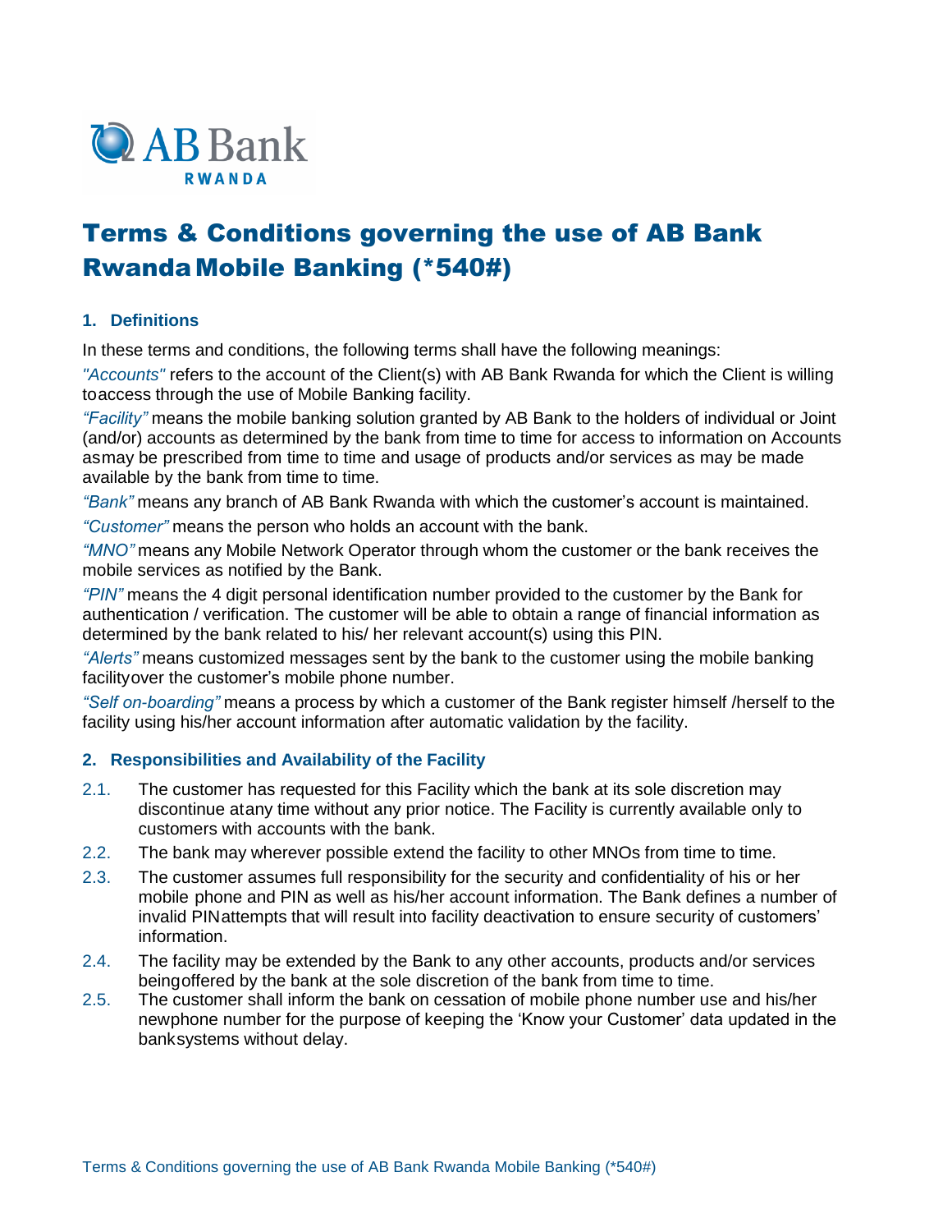AB Bank RWANDA

# Terms & Conditions governing the use of AB Bank Rwanda Mobile Banking (*540#)

## 1. Definitions

In these terms and conditions, the following terms shall have the following meanings:

*"Accounts"* refers to the account of the Client(s) with AB Bank Rwanda for which the Client is willing to access through the use of Mobile Banking facility.

*"Facility"* means the mobile banking solution granted by AB Bank to the holders of individual or Joint (and/or) accounts as determined by the bank from time to time for access to information on Accounts as may be prescribed from time to time and usage of products and/or services as may be made available by the bank from time to time.

*"Bank"* means any branch of AB Bank Rwanda with which the customer's account is maintained.

*"Customer"* means the person who holds an account with the bank.

*"MNO"* means any Mobile Network Operator through whom the customer or the bank receives the mobile services as notified by the Bank.

*"PIN"* means the 4 digit personal identification number provided to the customer by the Bank for authentication / verification. The customer will be able to obtain a range of financial information as determined by the bank related to his/ her relevant account(s) using this PIN.

*"Alerts"* means customized messages sent by the bank to the customer using the mobile banking facility over the customer's mobile phone number.

*"Self on-boarding"* means a process by which a customer of the Bank register himself /herself to the facility using his/her account information after automatic validation by the facility.

## 2. Responsibilities and Availability of the Facility

2.1. The customer has requested for this Facility which the bank at its sole discretion may discontinue at any time without any prior notice. The Facility is currently available only to customers with accounts with the bank.

2.2. The bank may wherever possible extend the facility to other MNOs from time to time.

2.3. The customer assumes full responsibility for the security and confidentiality of his or her mobile phone and PIN as well as his/her account information. The Bank defines a number of invalid PIN attempts that will result into facility deactivation to ensure security of customers' information.

2.4. The facility may be extended by the Bank to any other accounts, products and/or services being offered by the bank at the sole discretion of the bank from time to time.

2.5. The customer shall inform the bank on cessation of mobile phone number use and his/her new phone number for the purpose of keeping the 'Know your Customer' data updated in the bank systems without delay.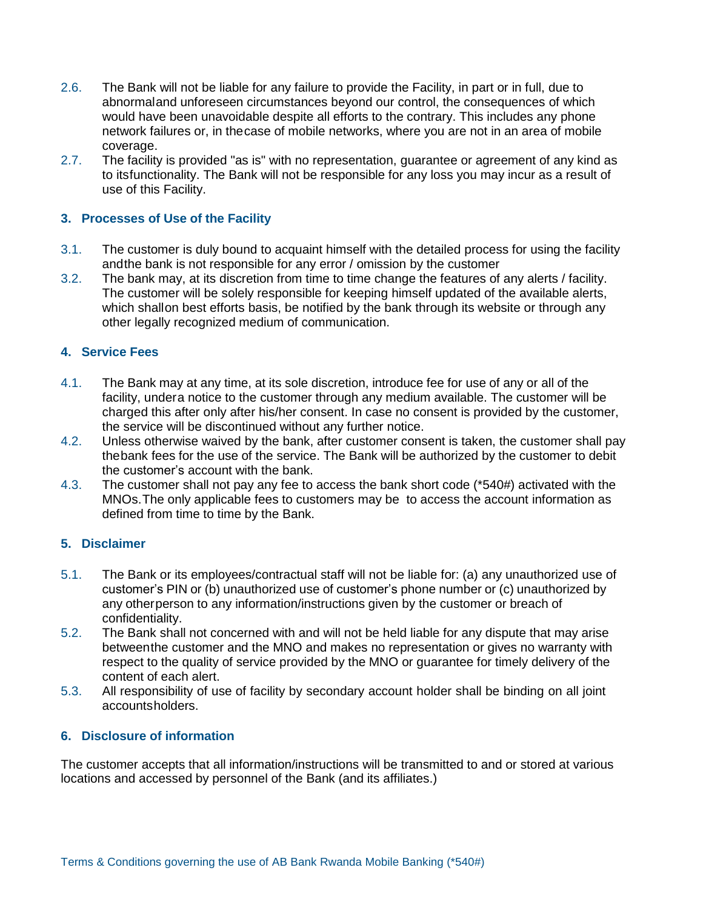2.6. The Bank will not be liable for any failure to provide the Facility, in part or in full, due to abnormaland unforeseen circumstances beyond our control, the consequences of which would have been unavoidable despite all efforts to the contrary. This includes any phone network failures or, in thecase of mobile networks, where you are not in an area of mobile coverage.

2.7. The facility is provided "as is" with no representation, guarantee or agreement of any kind as to itsfunctionality. The Bank will not be responsible for any loss you may incur as a result of use of this Facility.

### 3. Processes of Use of the Facility

3.1. The customer is duly bound to acquaint himself with the detailed process for using the facility andthe bank is not responsible for any error / omission by the customer

3.2. The bank may, at its discretion from time to time change the features of any alerts / facility. The customer will be solely responsible for keeping himself updated of the available alerts, which shallon best efforts basis, be notified by the bank through its website or through any other legally recognized medium of communication.

### 4. Service Fees

4.1. The Bank may at any time, at its sole discretion, introduce fee for use of any or all of the facility, undera notice to the customer through any medium available. The customer will be charged this after only after his/her consent. In case no consent is provided by the customer, the service will be discontinued without any further notice.

4.2. Unless otherwise waived by the bank, after customer consent is taken, the customer shall pay thebank fees for the use of the service. The Bank will be authorized by the customer to debit the customer's account with the bank.

4.3. The customer shall not pay any fee to access the bank short code (*540#) activated with the MNOs.The only applicable fees to customers may be to access the account information as defined from time to time by the Bank.

### 5. Disclaimer

5.1. The Bank or its employees/contractual staff will not be liable for: (a) any unauthorized use of customer's PIN or (b) unauthorized use of customer's phone number or (c) unauthorized by any otherperson to any information/instructions given by the customer or breach of confidentiality.

5.2. The Bank shall not concerned with and will not be held liable for any dispute that may arise betweenthe customer and the MNO and makes no representation or gives no warranty with respect to the quality of service provided by the MNO or guarantee for timely delivery of the content of each alert.

5.3. All responsibility of use of facility by secondary account holder shall be binding on all joint accountsholders.

### 6. Disclosure of information

The customer accepts that all information/instructions will be transmitted to and or stored at various locations and accessed by personnel of the Bank (and its affiliates.)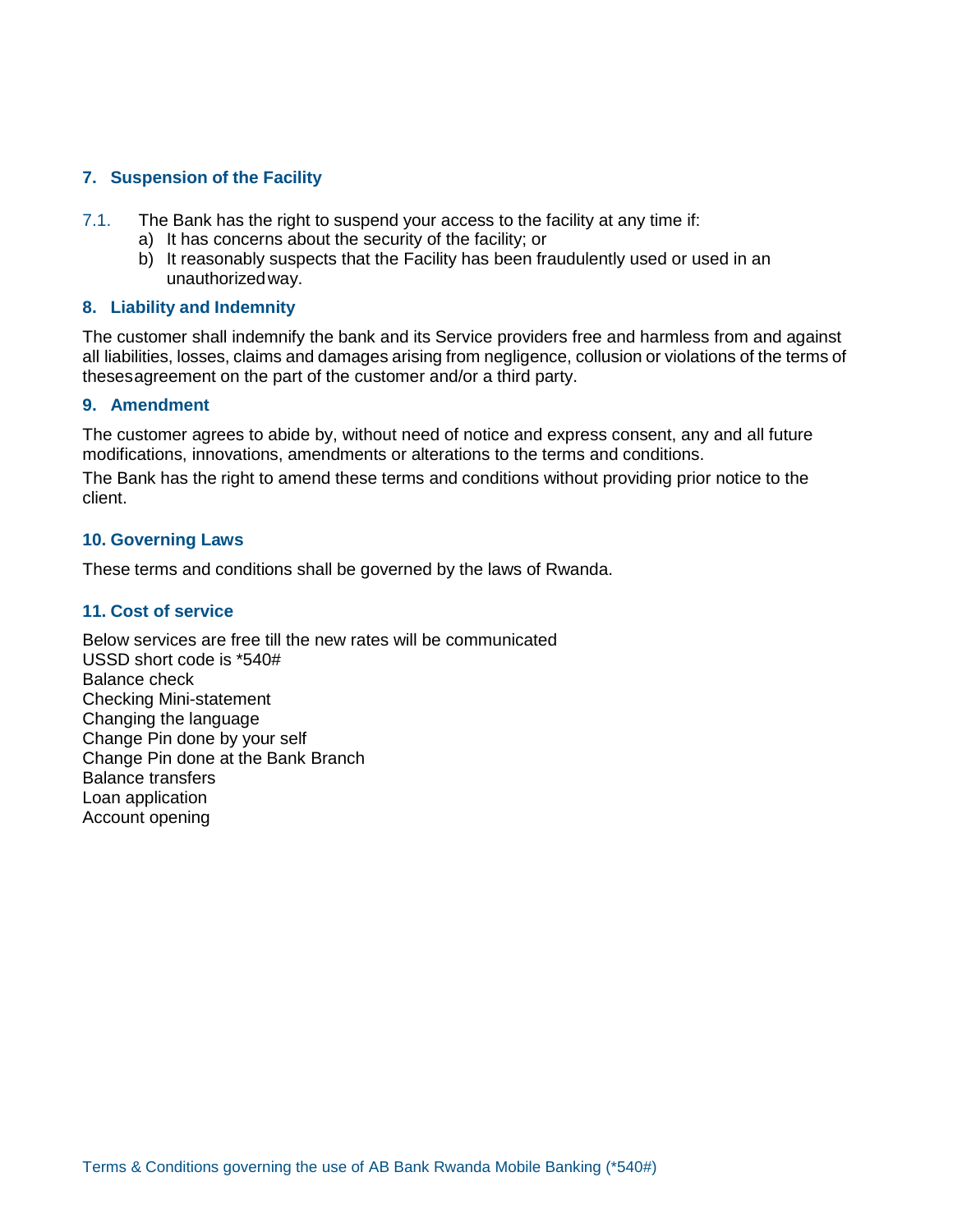## 7. Suspension of the Facility

7.1. The Bank has the right to suspend your access to the facility at any time if:

a) It has concerns about the security of the facility; or
b) It reasonably suspects that the Facility has been fraudulently used or used in an unauthorized way.

## 8. Liability and Indemnity

The customer shall indemnify the bank and its Service providers free and harmless from and against all liabilities, losses, claims and damages arising from negligence, collusion or violations of the terms of thesesagreement on the part of the customer and/or a third party.

## 9. Amendment

The customer agrees to abide by, without need of notice and express consent, any and all future modifications, innovations, amendments or alterations to the terms and conditions.

The Bank has the right to amend these terms and conditions without providing prior notice to the client.

## 10. Governing Laws

These terms and conditions shall be governed by the laws of Rwanda.

## 11. Cost of service

Below services are free till the new rates will be communicated
USSD short code is *540#
Balance check
Checking Mini-statement
Changing the language
Change Pin done by your self
Change Pin done at the Bank Branch
Balance transfers
Loan application
Account opening